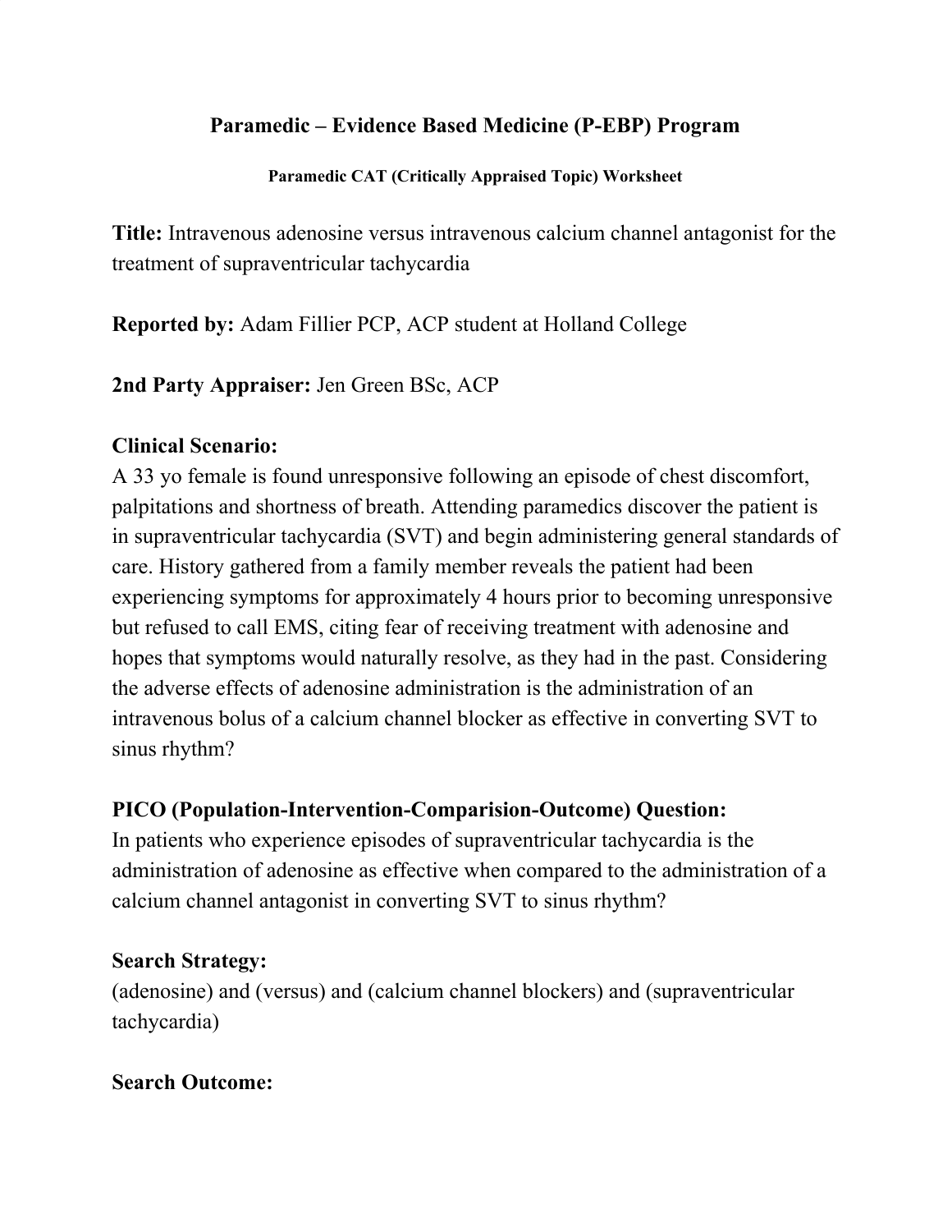# Paramedic – Evidence Based Medicine (P-EBP) Program

### Paramedic CAT (Critically Appraised Topic) Worksheet

**Title:** Intravenous adenosine versus intravenous calcium channel antagonist for the treatment of supraventricular tachycardia

**Reported by:** Adam Fillier PCP, ACP student at Holland College

**2nd Party Appraiser:** Jen Green BSc, ACP

**Clinical Scenario:**

A 33 yo female is found unresponsive following an episode of chest discomfort, palpitations and shortness of breath. Attending paramedics discover the patient is in supraventricular tachycardia (SVT) and begin administering general standards of care. History gathered from a family member reveals the patient had been experiencing symptoms for approximately 4 hours prior to becoming unresponsive but refused to call EMS, citing fear of receiving treatment with adenosine and hopes that symptoms would naturally resolve, as they had in the past. Considering the adverse effects of adenosine administration is the administration of an intravenous bolus of a calcium channel blocker as effective in converting SVT to sinus rhythm?

**PICO (Population-Intervention-Comparision-Outcome) Question:**

In patients who experience episodes of supraventricular tachycardia is the administration of adenosine as effective when compared to the administration of a calcium channel antagonist in converting SVT to sinus rhythm?

**Search Strategy:**

(adenosine) and (versus) and (calcium channel blockers) and (supraventricular tachycardia)

**Search Outcome:**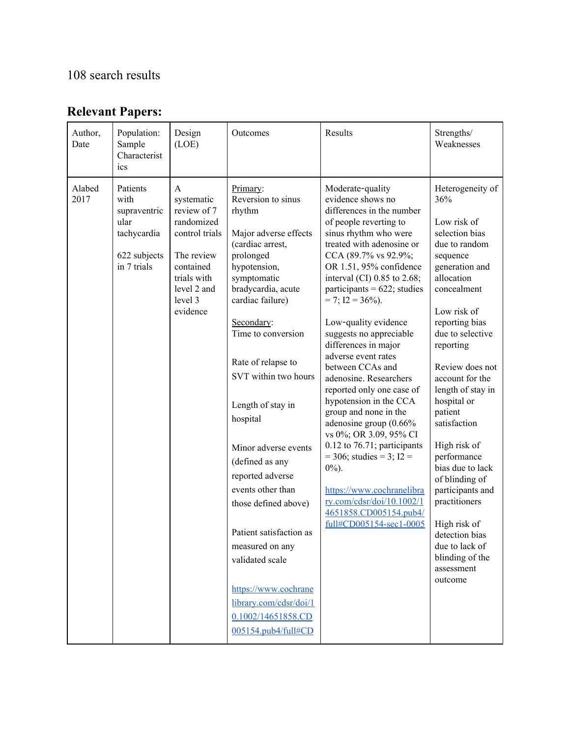108 search results

## Relevant Papers:

| Author, Date | Population: Sample Characteristics | Design (LOE) | Outcomes | Results | Strengths/ Weaknesses |
|---|---|---|---|---|---|
| Alabed 2017 | Patients with supraventricular tachycardia<br><br>622 subjects in 7 trials | A systematic review of 7 randomized control trials<br><br>The review contained trials with level 2 and level 3 evidence | Primary: Reversion to sinus rhythm<br><br>Major adverse effects (cardiac arrest, prolonged hypotension, symptomatic bradycardia, acute cardiac failure)<br><br>Secondary: Time to conversion<br><br>Rate of relapse to SVT within two hours<br><br>Length of stay in hospital<br><br>Minor adverse events (defined as any reported adverse events other than those defined above)<br><br>Patient satisfaction as measured on any validated scale<br><br>https://www.cochranelibrary.com/cdsr/doi/10.1002/14651858.CD005154.pub4/full#CD | Moderate-quality evidence shows no differences in the number of people reverting to sinus rhythm who were treated with adenosine or CCA (89.7% vs 92.9%; OR 1.51, 95% confidence interval (CI) 0.85 to 2.68; participants = 622; studies = 7; I2 = 36%).<br><br>Low-quality evidence suggests no appreciable differences in major adverse event rates between CCAs and adenosine. Researchers reported only one case of hypotension in the CCA group and none in the adenosine group (0.66% vs 0%; OR 3.09, 95% CI 0.12 to 76.71; participants = 306; studies = 3; I2 = 0%).<br><br>https://www.cochranelibrary.com/cdsr/doi/10.1002/14651858.CD005154.pub4/full#CD005154-sec1-0005 | Heterogeneity of 36%<br><br>Low risk of selection bias due to random sequence generation and allocation concealment<br><br>Low risk of reporting bias due to selective reporting<br><br>Review does not account for the length of stay in hospital or patient satisfaction<br><br>High risk of performance bias due to lack of blinding of participants and practitioners<br><br>High risk of detection bias due to lack of blinding of the assessment outcome |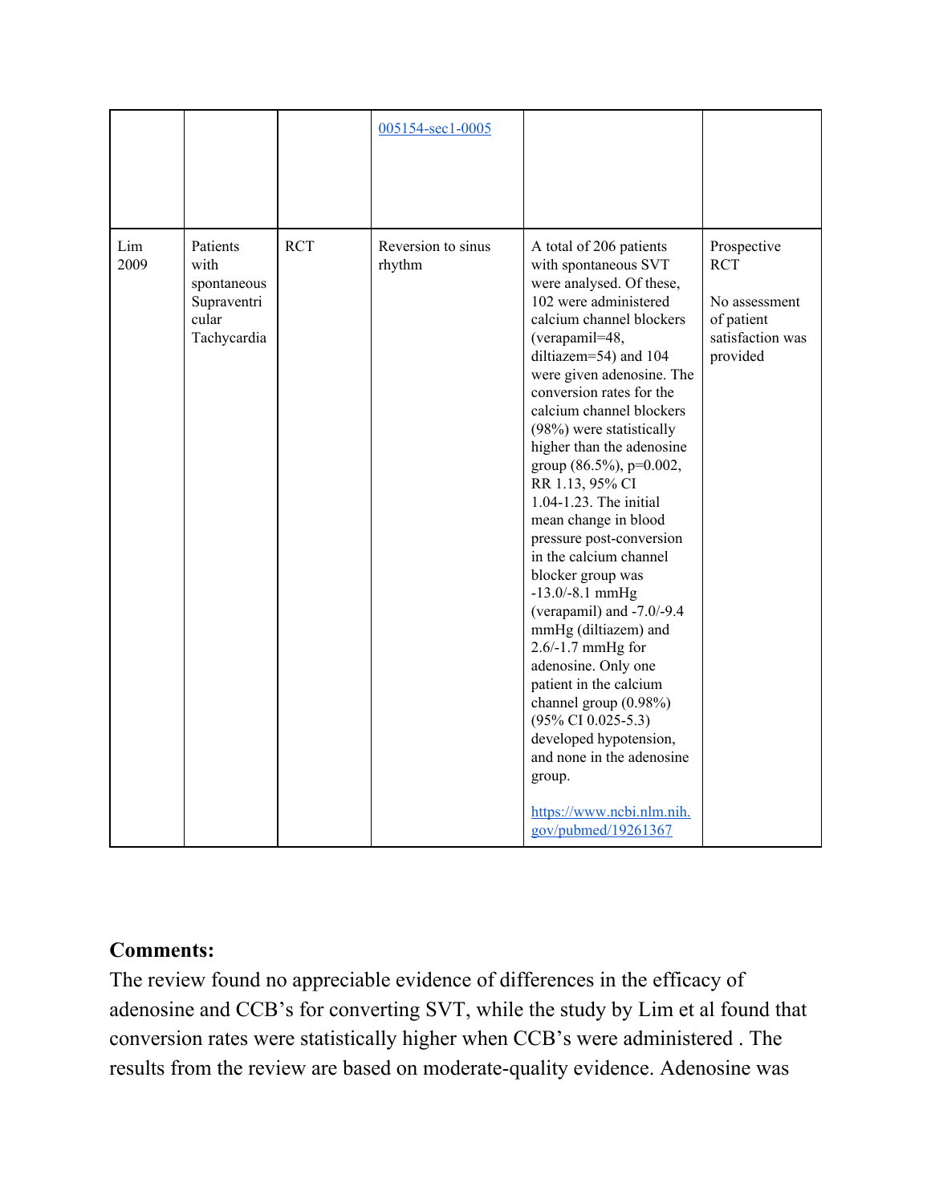| | | | | | |
|---|---|---|---|---|---|
| | | | 005154-sec1-0005 | | |
| Lim 2009 | Patients with spontaneous Supraventricular Tachycardia | RCT | Reversion to sinus rhythm | A total of 206 patients with spontaneous SVT were analysed. Of these, 102 were administered calcium channel blockers (verapamil=48, diltiazem=54) and 104 were given adenosine. The conversion rates for the calcium channel blockers (98%) were statistically higher than the adenosine group (86.5%), p=0.002, RR 1.13, 95% CI 1.04-1.23. The initial mean change in blood pressure post-conversion in the calcium channel blocker group was -13.0/-8.1 mmHg (verapamil) and -7.0/-9.4 mmHg (diltiazem) and 2.6/-1.7 mmHg for adenosine. Only one patient in the calcium channel group (0.98%) (95% CI 0.025-5.3) developed hypotension, and none in the adenosine group.<br><br>https://www.ncbi.nlm.nih.gov/pubmed/19261367 | Prospective RCT<br><br>No assessment of patient satisfaction was provided |

**Comments:**

The review found no appreciable evidence of differences in the efficacy of adenosine and CCB's for converting SVT, while the study by Lim et al found that conversion rates were statistically higher when CCB's were administered . The results from the review are based on moderate-quality evidence. Adenosine was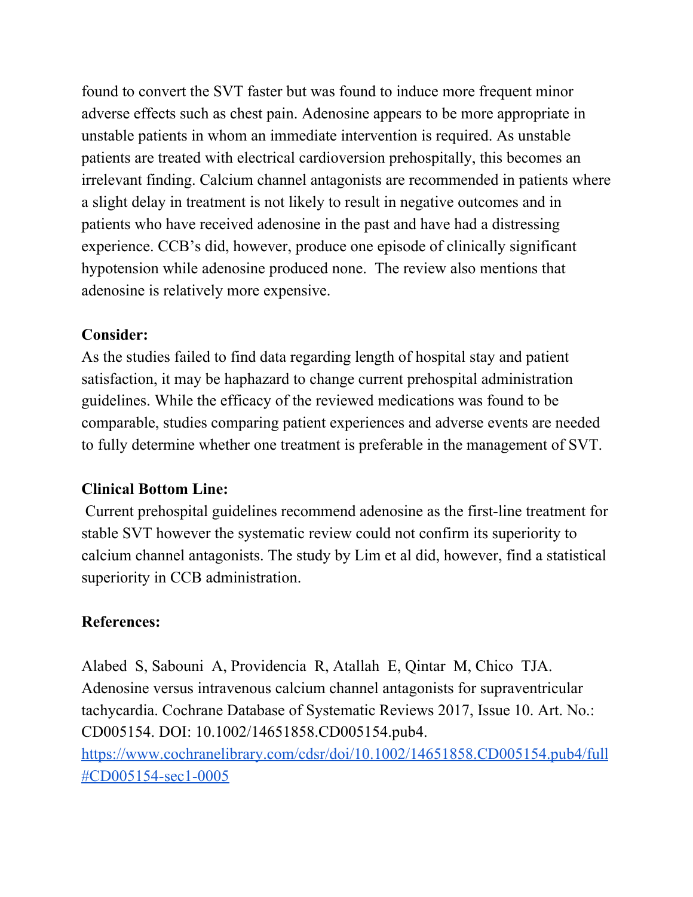found to convert the SVT faster but was found to induce more frequent minor adverse effects such as chest pain. Adenosine appears to be more appropriate in unstable patients in whom an immediate intervention is required. As unstable patients are treated with electrical cardioversion prehospitally, this becomes an irrelevant finding. Calcium channel antagonists are recommended in patients where a slight delay in treatment is not likely to result in negative outcomes and in patients who have received adenosine in the past and have had a distressing experience. CCB's did, however, produce one episode of clinically significant hypotension while adenosine produced none. The review also mentions that adenosine is relatively more expensive.

**Consider:**

As the studies failed to find data regarding length of hospital stay and patient satisfaction, it may be haphazard to change current prehospital administration guidelines. While the efficacy of the reviewed medications was found to be comparable, studies comparing patient experiences and adverse events are needed to fully determine whether one treatment is preferable in the management of SVT.

**Clinical Bottom Line:**

Current prehospital guidelines recommend adenosine as the first-line treatment for stable SVT however the systematic review could not confirm its superiority to calcium channel antagonists. The study by Lim et al did, however, find a statistical superiority in CCB administration.

**References:**

Alabed S, Sabouni A, Providencia R, Atallah E, Qintar M, Chico TJA. Adenosine versus intravenous calcium channel antagonists for supraventricular tachycardia. Cochrane Database of Systematic Reviews 2017, Issue 10. Art. No.: CD005154. DOI: 10.1002/14651858.CD005154.pub4. [https://www.cochranelibrary.com/cdsr/doi/10.1002/14651858.CD005154.pub4/full#CD005154-sec1-0005](https://www.cochranelibrary.com/cdsr/doi/10.1002/14651858.CD005154.pub4/full#CD005154-sec1-0005)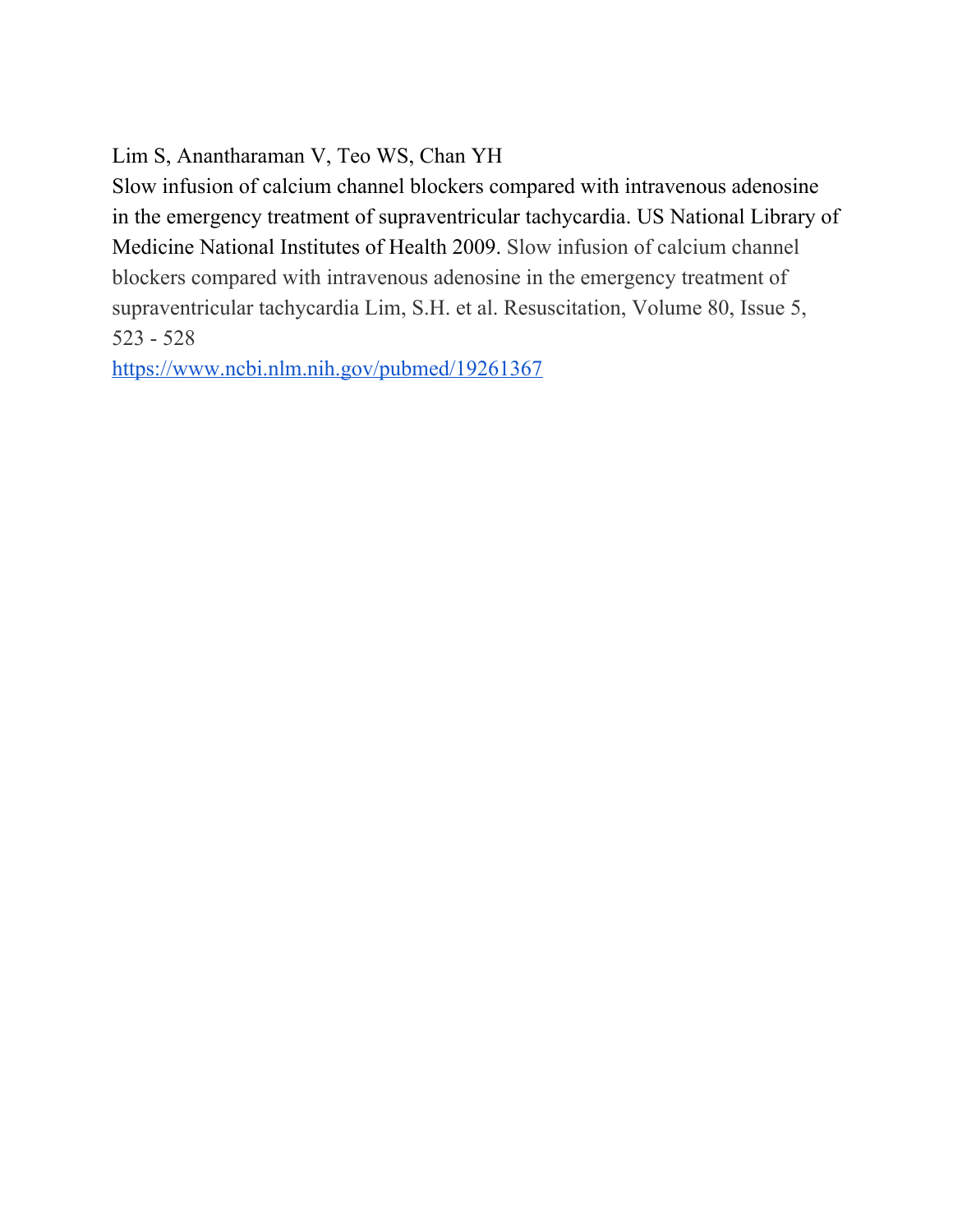Lim S, Anantharaman V, Teo WS, Chan YH
Slow infusion of calcium channel blockers compared with intravenous adenosine in the emergency treatment of supraventricular tachycardia. US National Library of Medicine National Institutes of Health 2009. Slow infusion of calcium channel blockers compared with intravenous adenosine in the emergency treatment of supraventricular tachycardia Lim, S.H. et al. Resuscitation, Volume 80, Issue 5, 523 - 528
https://www.ncbi.nlm.nih.gov/pubmed/19261367